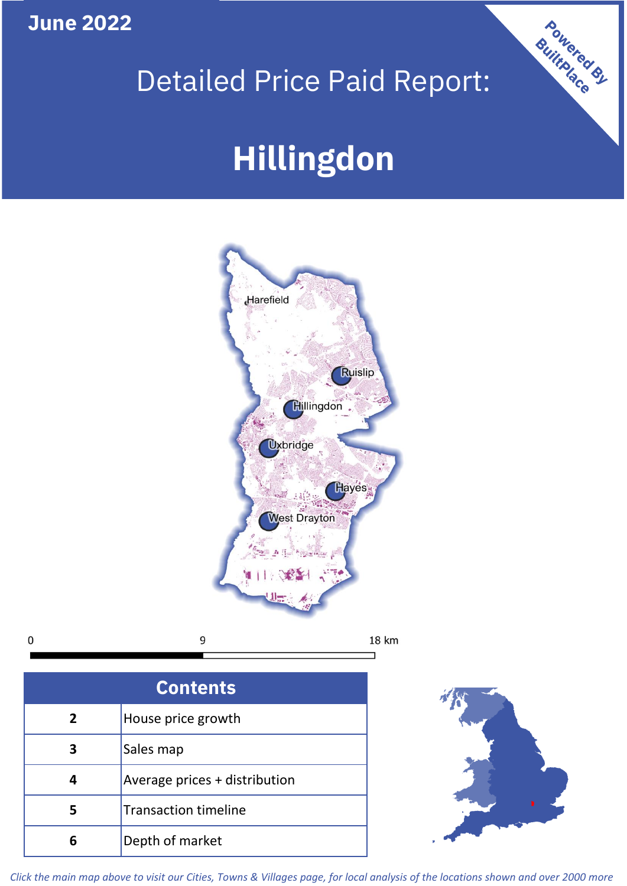June 2022

# Detailed Price Paid Report:

# Hillingdon

Powered By BuiltPlace

Harefield

Ruislip

Hillingdon

Uxbridge

Hayes

West Drayton

0 9 18 km

| Contents | |
|---|---|
| 2 | House price growth |
| 3 | Sales map |
| 4 | Average prices + distribution |
| 5 | Transaction timeline |
| 6 | Depth of market |

*Click the main map above to visit our Cities, Towns & Villages page, for local analysis of the locations shown and over 2000 more*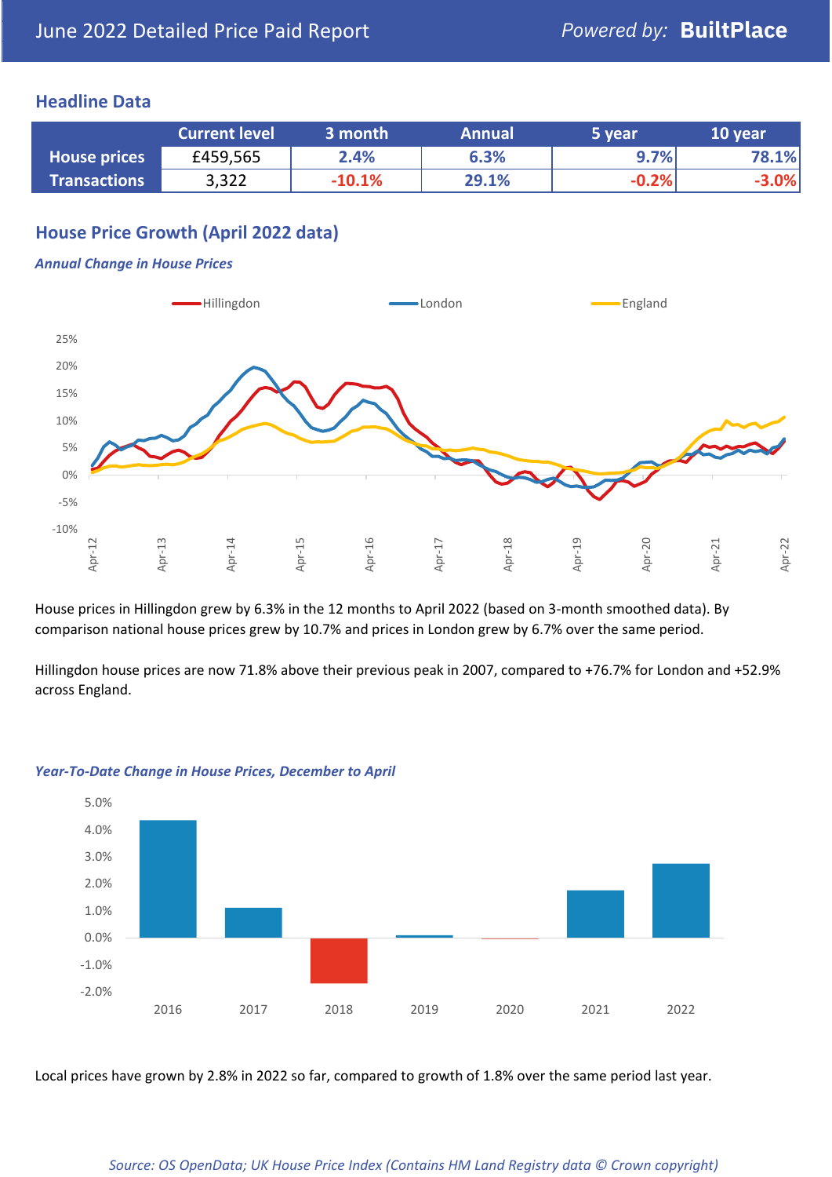June 2022 Detailed Price Paid Report

Powered by: **BuiltPlace**

## Headline Data

| | Current level | 3 month | Annual | 5 year | 10 year |
|---|---|---|---|---|---|
| **House prices** | £459,565 | 2.4% | 6.3% | 9.7% | 78.1% |
| **Transactions** | 3,322 | -10.1% | 29.1% | -0.2% | -3.0% |

## House Price Growth (April 2022 data)

### *Annual Change in House Prices*

House prices in Hillingdon grew by 6.3% in the 12 months to April 2022 (based on 3-month smoothed data). By comparison national house prices grew by 10.7% and prices in London grew by 6.7% over the same period.

Hillingdon house prices are now 71.8% above their previous peak in 2007, compared to +76.7% for London and +52.9% across England.

### *Year-To-Date Change in House Prices, December to April*

Local prices have grown by 2.8% in 2022 so far, compared to growth of 1.8% over the same period last year.

*Source: OS OpenData; UK House Price Index (Contains HM Land Registry data © Crown copyright)*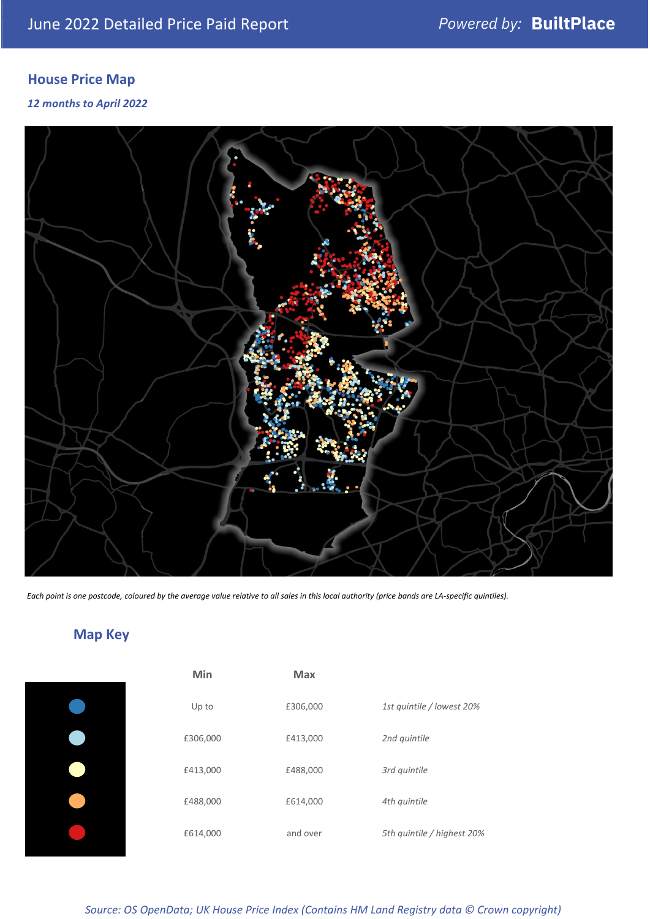## House Price Map

*12 months to April 2022*

*Each point is one postcode, coloured by the average value relative to all sales in this local authority (price bands are LA-specific quintiles).*

## Map Key

| | Min | Max | |
|---|---|---|---|
| | Up to | £306,000 | *1st quintile / lowest 20%* |
| | £306,000 | £413,000 | *2nd quintile* |
| | £413,000 | £488,000 | *3rd quintile* |
| | £488,000 | £614,000 | *4th quintile* |
| | £614,000 | and over | *5th quintile / highest 20%* |

*Source: OS OpenData; UK House Price Index (Contains HM Land Registry data © Crown copyright)*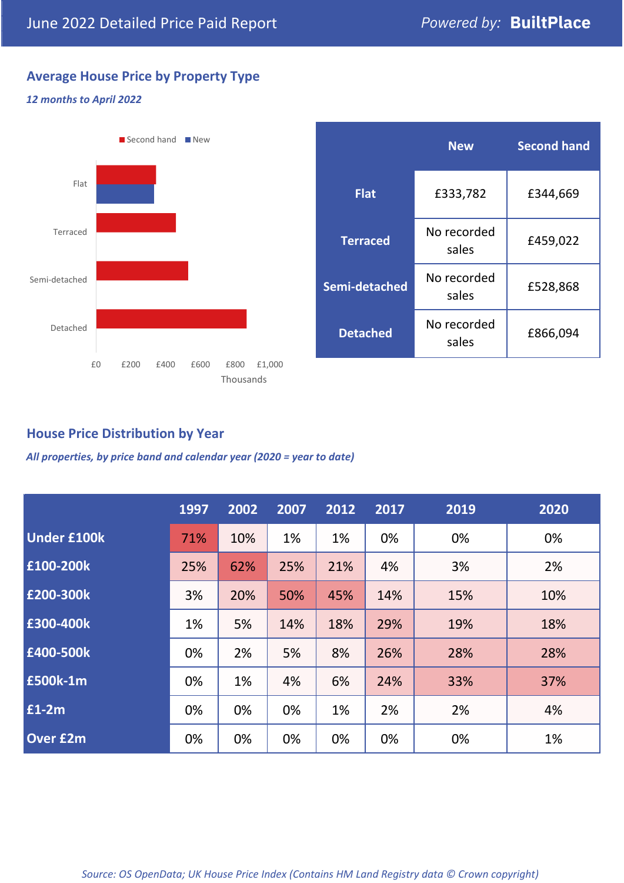# June 2022 Detailed Price Paid Report

Powered by: **BuiltPlace**

## Average House Price by Property Type

*12 months to April 2022*

| | New | Second hand |
|---|---|---|
| **Flat** | £333,782 | £344,669 |
| **Terraced** | No recorded sales | £459,022 |
| **Semi-detached** | No recorded sales | £528,868 |
| **Detached** | No recorded sales | £866,094 |

## House Price Distribution by Year

*All properties, by price band and calendar year (2020 = year to date)*

| | 1997 | 2002 | 2007 | 2012 | 2017 | 2019 | 2020 |
|---|---|---|---|---|---|---|---|
| **Under £100k** | 71% | 10% | 1% | 1% | 0% | 0% | 0% |
| **£100-200k** | 25% | 62% | 25% | 21% | 4% | 3% | 2% |
| **£200-300k** | 3% | 20% | 50% | 45% | 14% | 15% | 10% |
| **£300-400k** | 1% | 5% | 14% | 18% | 29% | 19% | 18% |
| **£400-500k** | 0% | 2% | 5% | 8% | 26% | 28% | 28% |
| **£500k-1m** | 0% | 1% | 4% | 6% | 24% | 33% | 37% |
| **£1-2m** | 0% | 0% | 0% | 1% | 2% | 2% | 4% |
| **Over £2m** | 0% | 0% | 0% | 0% | 0% | 0% | 1% |

*Source: OS OpenData; UK House Price Index (Contains HM Land Registry data © Crown copyright)*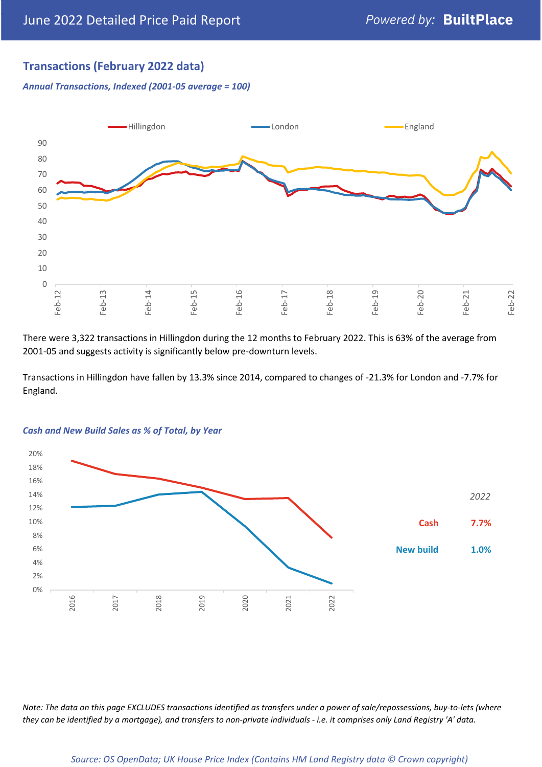## Transactions (February 2022 data)

*Annual Transactions, Indexed (2001-05 average = 100)*

There were 3,322 transactions in Hillingdon during the 12 months to February 2022. This is 63% of the average from 2001-05 and suggests activity is significantly below pre-downturn levels.

Transactions in Hillingdon have fallen by 13.3% since 2014, compared to changes of -21.3% for London and -7.7% for England.

*Cash and New Build Sales as % of Total, by Year*

| *2022* | |
|---|---|
| Cash | 7.7% |
| New build | 1.0% |

*Note: The data on this page EXCLUDES transactions identified as transfers under a power of sale/repossessions, buy-to-lets (where they can be identified by a mortgage), and transfers to non-private individuals - i.e. it comprises only Land Registry 'A' data.*

*Source: OS OpenData; UK House Price Index (Contains HM Land Registry data © Crown copyright)*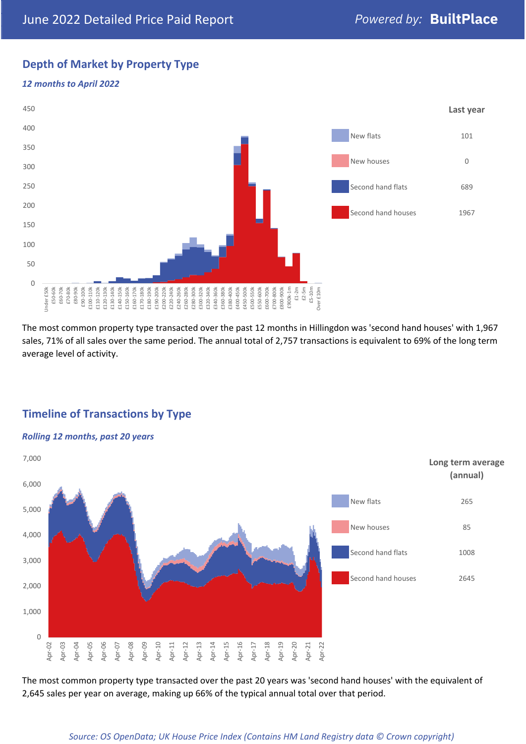June 2022 Detailed Price Paid Report

Powered by: **BuiltPlace**

## Depth of Market by Property Type

*12 months to April 2022*

450
400
350
300
250
200
150
100
50
0

Under £50k, £50-60k, £60-70k, £70-80k, £80-90k, £90-100k, £100-110k, £110-120k, £120-130k, £130-140k, £140-150k, £150-160k, £160-170k, £170-180k, £180-190k, £190-200k, £200-220k, £220-240k, £240-260k, £260-280k, £280-300k, £300-320k, £320-340k, £340-360k, £360-380k, £380-400k, £400-450k, £450-500k, £500-550k, £550-600k, £600-700k, £700-800k, £800-900k, £900k-1m, £1-2m, £2-5m, £5-10m, Over £10m

Last year

New flats 101
New houses 0
Second hand flats 689
Second hand houses 1967

The most common property type transacted over the past 12 months in Hillingdon was 'second hand houses' with 1,967 sales, 71% of all sales over the same period. The annual total of 2,757 transactions is equivalent to 69% of the long term average level of activity.

## Timeline of Transactions by Type

*Rolling 12 months, past 20 years*

7,000
6,000
5,000
4,000
3,000
2,000
1,000
0

Apr-02, Apr-03, Apr-04, Apr-05, Apr-06, Apr-07, Apr-08, Apr-09, Apr-10, Apr-11, Apr-12, Apr-13, Apr-14, Apr-15, Apr-16, Apr-17, Apr-18, Apr-19, Apr-20, Apr-21, Apr-22

Long term average (annual)

New flats 265
New houses 85
Second hand flats 1008
Second hand houses 2645

The most common property type transacted over the past 20 years was 'second hand houses' with the equivalent of 2,645 sales per year on average, making up 66% of the typical annual total over that period.

*Source: OS OpenData; UK House Price Index (Contains HM Land Registry data © Crown copyright)*